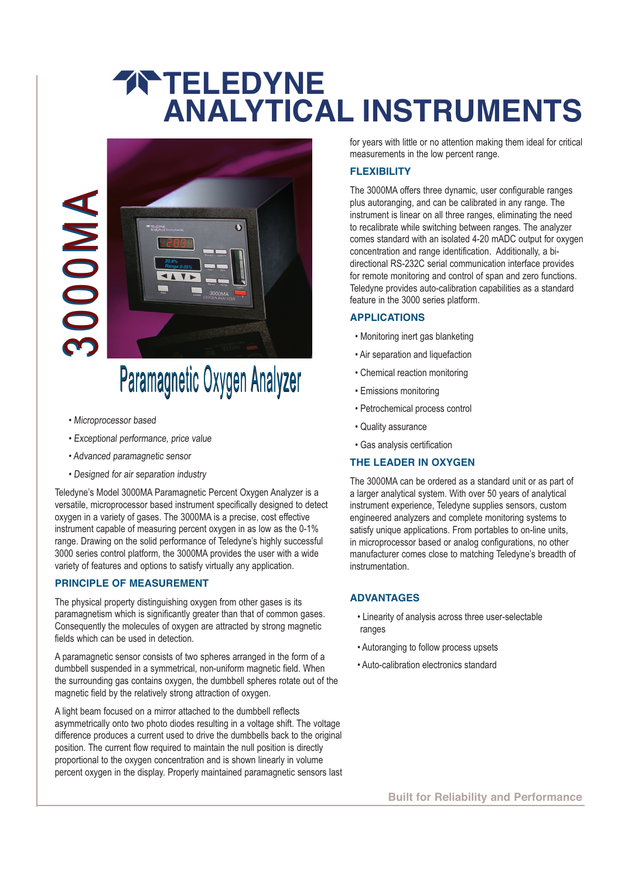# TELEDYNE ANALYTICAL INSTRUMENTS

# 3000MA

## Paramagnetic Oxygen Analyzer

- *Microprocessor based*
- *Exceptional performance, price value*
- *Advanced paramagnetic sensor*
- *Designed for air separation industry*

Teledyne's Model 3000MA Paramagnetic Percent Oxygen Analyzer is a versatile, microprocessor based instrument specifically designed to detect oxygen in a variety of gases. The 3000MA is a precise, cost effective instrument capable of measuring percent oxygen in as low as the 0-1% range. Drawing on the solid performance of Teledyne's highly successful 3000 series control platform, the 3000MA provides the user with a wide variety of features and options to satisfy virtually any application.

### PRINCIPLE OF MEASUREMENT

The physical property distinguishing oxygen from other gases is its paramagnetism which is significantly greater than that of common gases. Consequently the molecules of oxygen are attracted by strong magnetic fields which can be used in detection.

A paramagnetic sensor consists of two spheres arranged in the form of a dumbbell suspended in a symmetrical, non-uniform magnetic field. When the surrounding gas contains oxygen, the dumbbell spheres rotate out of the magnetic field by the relatively strong attraction of oxygen.

A light beam focused on a mirror attached to the dumbbell reflects asymmetrically onto two photo diodes resulting in a voltage shift. The voltage difference produces a current used to drive the dumbbells back to the original position. The current flow required to maintain the null position is directly proportional to the oxygen concentration and is shown linearly in volume percent oxygen in the display. Properly maintained paramagnetic sensors last for years with little or no attention making them ideal for critical measurements in the low percent range.

### FLEXIBILITY

The 3000MA offers three dynamic, user configurable ranges plus autoranging, and can be calibrated in any range. The instrument is linear on all three ranges, eliminating the need to recalibrate while switching between ranges. The analyzer comes standard with an isolated 4-20 mADC output for oxygen concentration and range identification. Additionally, a bi-directional RS-232C serial communication interface provides for remote monitoring and control of span and zero functions. Teledyne provides auto-calibration capabilities as a standard feature in the 3000 series platform.

### APPLICATIONS

- Monitoring inert gas blanketing
- Air separation and liquefaction
- Chemical reaction monitoring
- Emissions monitoring
- Petrochemical process control
- Quality assurance
- Gas analysis certification

### THE LEADER IN OXYGEN

The 3000MA can be ordered as a standard unit or as part of a larger analytical system. With over 50 years of analytical instrument experience, Teledyne supplies sensors, custom engineered analyzers and complete monitoring systems to satisfy unique applications. From portables to on-line units, in microprocessor based or analog configurations, no other manufacturer comes close to matching Teledyne's breadth of instrumentation.

### ADVANTAGES

- Linearity of analysis across three user-selectable ranges
- Autoranging to follow process upsets
- Auto-calibration electronics standard

**Built for Reliability and Performance**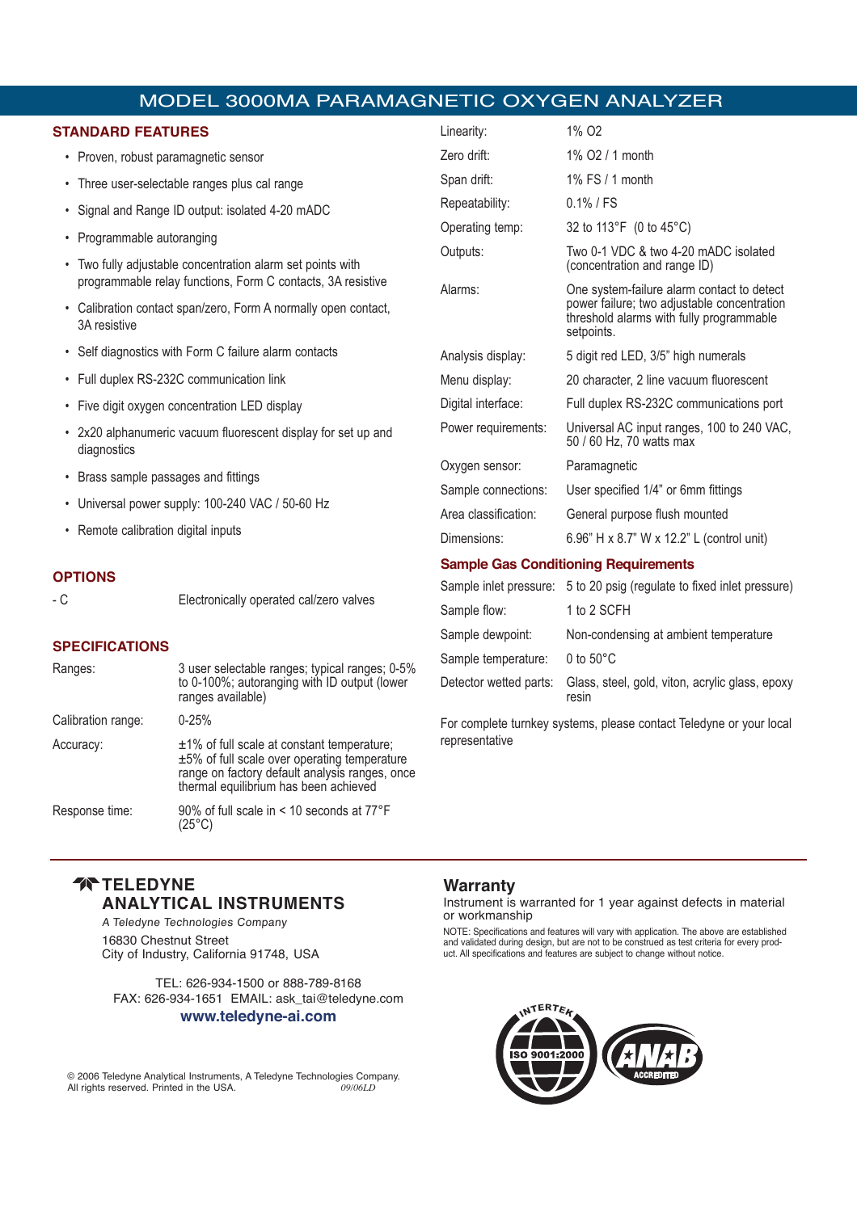# MODEL 3000MA PARAMAGNETIC OXYGEN ANALYZER

## STANDARD FEATURES

- Proven, robust paramagnetic sensor
- Three user-selectable ranges plus cal range
- Signal and Range ID output: isolated 4-20 mADC
- Programmable autoranging
- Two fully adjustable concentration alarm set points with programmable relay functions, Form C contacts, 3A resistive
- Calibration contact span/zero, Form A normally open contact, 3A resistive
- Self diagnostics with Form C failure alarm contacts
- Full duplex RS-232C communication link
- Five digit oxygen concentration LED display
- 2x20 alphanumeric vacuum fluorescent display for set up and diagnostics
- Brass sample passages and fittings
- Universal power supply: 100-240 VAC / 50-60 Hz
- Remote calibration digital inputs

## OPTIONS

| | |
|---|---|
| - C | Electronically operated cal/zero valves |

## SPECIFICATIONS

| | |
|---|---|
| Ranges: | 3 user selectable ranges; typical ranges; 0-5% to 0-100%; autoranging with ID output (lower ranges available) |
| Calibration range: | 0-25% |
| Accuracy: | ±1% of full scale at constant temperature; ±5% of full scale over operating temperature range on factory default analysis ranges, once thermal equilibrium has been achieved |
| Response time: | 90% of full scale in < 10 seconds at 77°F (25°C) |
| Linearity: | 1% $O_2$ |
| Zero drift: | 1% $O_2$ / 1 month |
| Span drift: | 1% FS / 1 month |
| Repeatability: | 0.1% / FS |
| Operating temp: | 32 to 113°F (0 to 45°C) |
| Outputs: | Two 0-1 VDC & two 4-20 mADC isolated (concentration and range ID) |
| Alarms: | One system-failure alarm contact to detect power failure; two adjustable concentration threshold alarms with fully programmable setpoints. |
| Analysis display: | 5 digit red LED, 3/5" high numerals |
| Menu display: | 20 character, 2 line vacuum fluorescent |
| Digital interface: | Full duplex RS-232C communications port |
| Power requirements: | Universal AC input ranges, 100 to 240 VAC, 50 / 60 Hz, 70 watts max |
| Oxygen sensor: | Paramagnetic |
| Sample connections: | User specified 1/4" or 6mm fittings |
| Area classification: | General purpose flush mounted |
| Dimensions: | 6.96" H x 8.7" W x 12.2" L (control unit) |

## Sample Gas Conditioning Requirements

| | |
|---|---|
| Sample inlet pressure: | 5 to 20 psig (regulate to fixed inlet pressure) |
| Sample flow: | 1 to 2 SCFH |
| Sample dewpoint: | Non-condensing at ambient temperature |
| Sample temperature: | 0 to 50°C |
| Detector wetted parts: | Glass, steel, gold, viton, acrylic glass, epoxy resin |

For complete turnkey systems, please contact Teledyne or your local representative

**TELEDYNE ANALYTICAL INSTRUMENTS**
*A Teledyne Technologies Company*
16830 Chestnut Street
City of Industry, California 91748, USA

TEL: 626-934-1500 or 888-789-8168
FAX: 626-934-1651 EMAIL: ask_tai@teledyne.com
**www.teledyne-ai.com**

© 2006 Teledyne Analytical Instruments, A Teledyne Technologies Company. All rights reserved. Printed in the USA. *09/06LD*

## Warranty

Instrument is warranted for 1 year against defects in material or workmanship

NOTE: Specifications and features will vary with application. The above are established and validated during design, but are not to be construed as test criteria for every product. All specifications and features are subject to change without notice.

INTERTEK ISO 9001:2000 — ANAB ACCREDITED